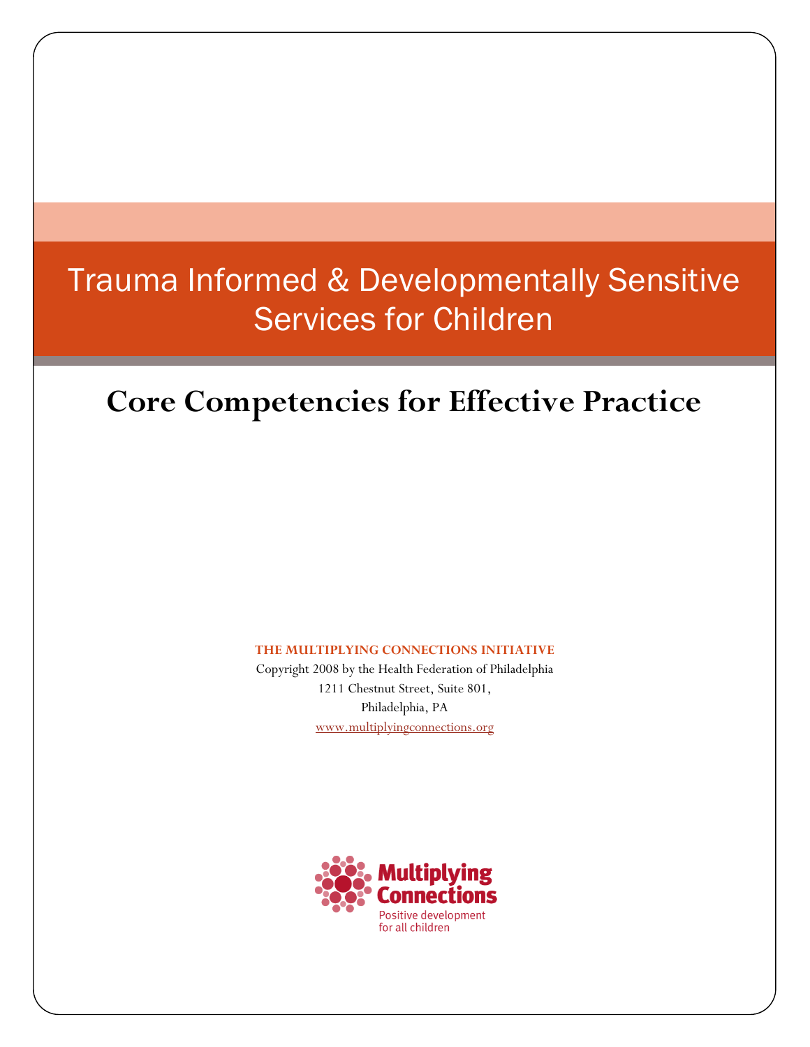# Trauma Informed & Developmentally Sensitive Services for Children

## Core Competencies for Effective Practice

**THE MULTIPLYING CONNECTIONS INITIATIVE**

Copyright 2008 by the Health Federation of Philadelphia

1211 Chestnut Street, Suite 801,

Philadelphia, PA

www.multiplyingconnections.org

Multiplying Connections

Positive development for all children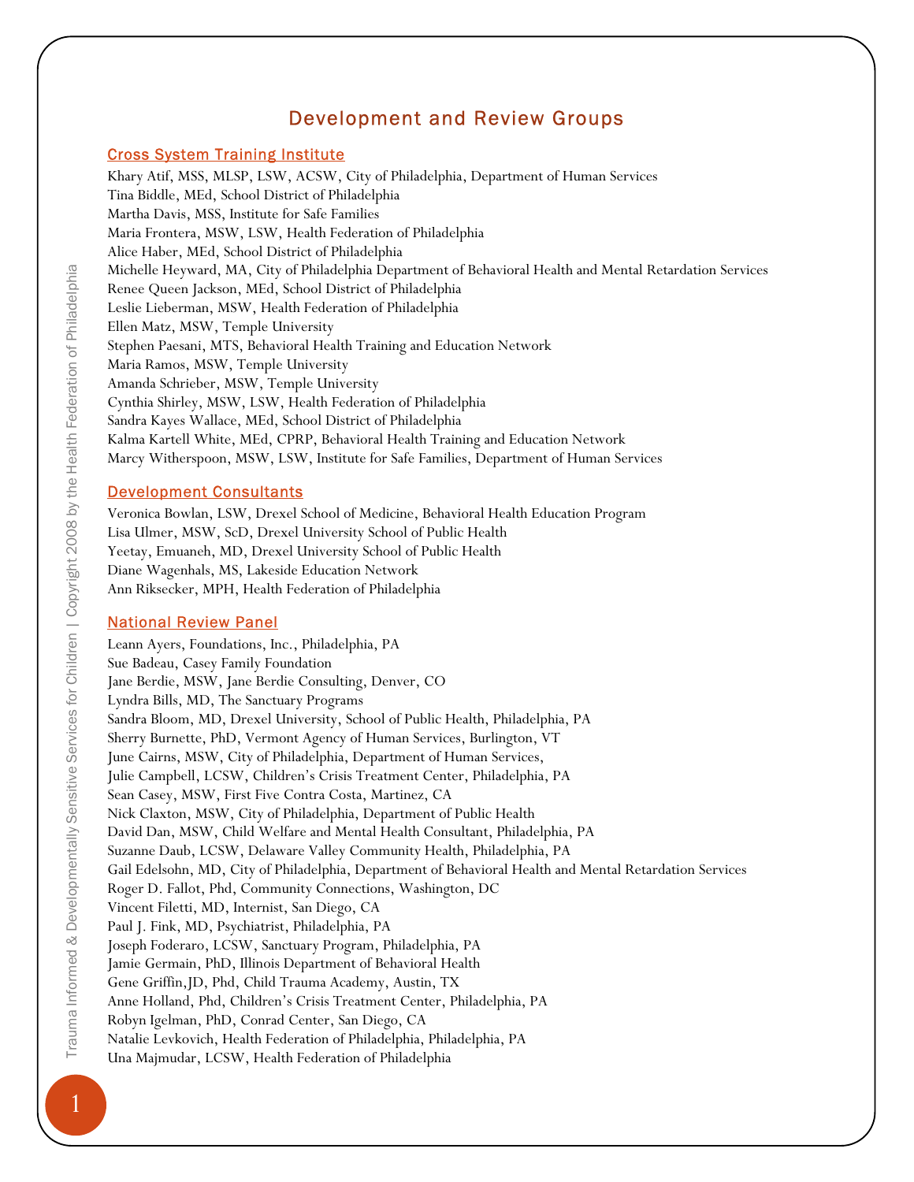# Development and Review Groups

## Cross System Training Institute

Khary Atif, MSS, MLSP, LSW, ACSW, City of Philadelphia, Department of Human Services
Tina Biddle, MEd, School District of Philadelphia
Martha Davis, MSS, Institute for Safe Families
Maria Frontera, MSW, LSW, Health Federation of Philadelphia
Alice Haber, MEd, School District of Philadelphia
Michelle Heyward, MA, City of Philadelphia Department of Behavioral Health and Mental Retardation Services
Renee Queen Jackson, MEd, School District of Philadelphia
Leslie Lieberman, MSW, Health Federation of Philadelphia
Ellen Matz, MSW, Temple University
Stephen Paesani, MTS, Behavioral Health Training and Education Network
Maria Ramos, MSW, Temple University
Amanda Schrieber, MSW, Temple University
Cynthia Shirley, MSW, LSW, Health Federation of Philadelphia
Sandra Kayes Wallace, MEd, School District of Philadelphia
Kalma Kartell White, MEd, CPRP, Behavioral Health Training and Education Network
Marcy Witherspoon, MSW, LSW, Institute for Safe Families, Department of Human Services

## Development Consultants

Veronica Bowlan, LSW, Drexel School of Medicine, Behavioral Health Education Program
Lisa Ulmer, MSW, ScD, Drexel University School of Public Health
Yeetay, Emuaneh, MD, Drexel University School of Public Health
Diane Wagenhals, MS, Lakeside Education Network
Ann Riksecker, MPH, Health Federation of Philadelphia

## National Review Panel

Leann Ayers, Foundations, Inc., Philadelphia, PA
Sue Badeau, Casey Family Foundation
Jane Berdie, MSW, Jane Berdie Consulting, Denver, CO
Lyndra Bills, MD, The Sanctuary Programs
Sandra Bloom, MD, Drexel University, School of Public Health, Philadelphia, PA
Sherry Burnette, PhD, Vermont Agency of Human Services, Burlington, VT
June Cairns, MSW, City of Philadelphia, Department of Human Services,
Julie Campbell, LCSW, Children's Crisis Treatment Center, Philadelphia, PA
Sean Casey, MSW, First Five Contra Costa, Martinez, CA
Nick Claxton, MSW, City of Philadelphia, Department of Public Health
David Dan, MSW, Child Welfare and Mental Health Consultant, Philadelphia, PA
Suzanne Daub, LCSW, Delaware Valley Community Health, Philadelphia, PA
Gail Edelsohn, MD, City of Philadelphia, Department of Behavioral Health and Mental Retardation Services
Roger D. Fallot, Phd, Community Connections, Washington, DC
Vincent Filetti, MD, Internist, San Diego, CA
Paul J. Fink, MD, Psychiatrist, Philadelphia, PA
Joseph Foderaro, LCSW, Sanctuary Program, Philadelphia, PA
Jamie Germain, PhD, Illinois Department of Behavioral Health
Gene Griffin,JD, Phd, Child Trauma Academy, Austin, TX
Anne Holland, Phd, Children's Crisis Treatment Center, Philadelphia, PA
Robyn Igelman, PhD, Conrad Center, San Diego, CA
Natalie Levkovich, Health Federation of Philadelphia, Philadelphia, PA
Una Majmudar, LCSW, Health Federation of Philadelphia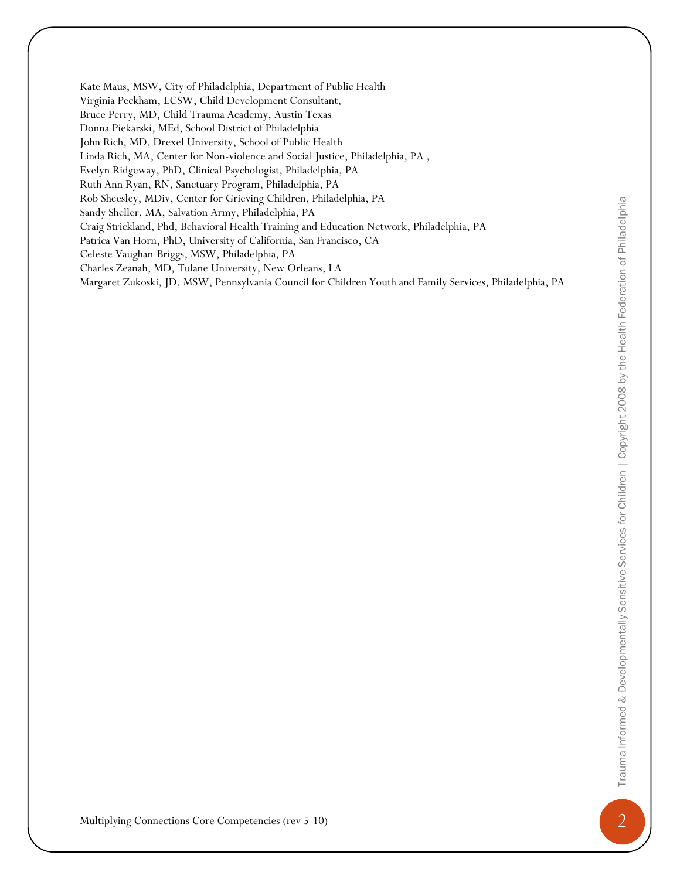Kate Maus, MSW, City of Philadelphia, Department of Public Health
Virginia Peckham, LCSW, Child Development Consultant,
Bruce Perry, MD, Child Trauma Academy, Austin Texas
Donna Piekarski, MEd, School District of Philadelphia
John Rich, MD, Drexel University, School of Public Health
Linda Rich, MA, Center for Non-violence and Social Justice, Philadelphia, PA ,
Evelyn Ridgeway, PhD, Clinical Psychologist, Philadelphia, PA
Ruth Ann Ryan, RN, Sanctuary Program, Philadelphia, PA
Rob Sheesley, MDiv, Center for Grieving Children, Philadelphia, PA
Sandy Sheller, MA, Salvation Army, Philadelphia, PA
Craig Strickland, Phd, Behavioral Health Training and Education Network, Philadelphia, PA
Patrica Van Horn, PhD, University of California, San Francisco, CA
Celeste Vaughan-Briggs, MSW, Philadelphia, PA
Charles Zeanah, MD, Tulane University, New Orleans, LA
Margaret Zukoski, JD, MSW, Pennsylvania Council for Children Youth and Family Services, Philadelphia, PA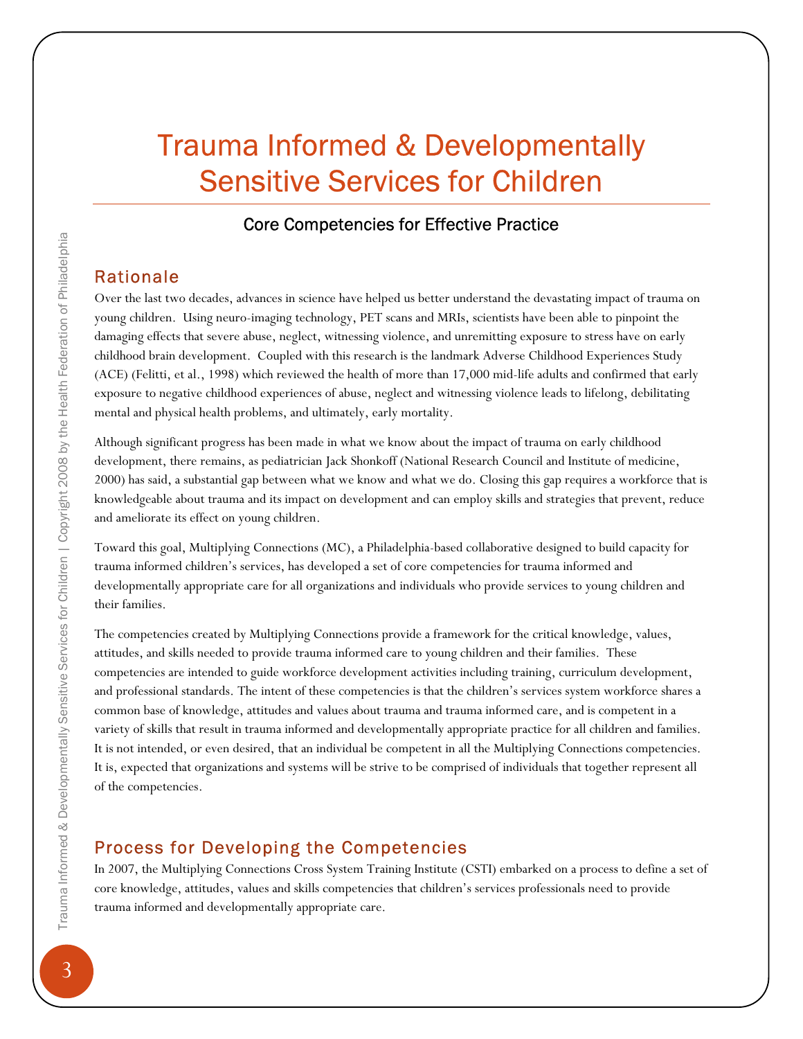# Trauma Informed & Developmentally Sensitive Services for Children

### Core Competencies for Effective Practice

## Rationale

Over the last two decades, advances in science have helped us better understand the devastating impact of trauma on young children. Using neuro-imaging technology, PET scans and MRIs, scientists have been able to pinpoint the damaging effects that severe abuse, neglect, witnessing violence, and unremitting exposure to stress have on early childhood brain development. Coupled with this research is the landmark Adverse Childhood Experiences Study (ACE) (Felitti, et al., 1998) which reviewed the health of more than 17,000 mid-life adults and confirmed that early exposure to negative childhood experiences of abuse, neglect and witnessing violence leads to lifelong, debilitating mental and physical health problems, and ultimately, early mortality.

Although significant progress has been made in what we know about the impact of trauma on early childhood development, there remains, as pediatrician Jack Shonkoff (National Research Council and Institute of medicine, 2000) has said, a substantial gap between what we know and what we do. Closing this gap requires a workforce that is knowledgeable about trauma and its impact on development and can employ skills and strategies that prevent, reduce and ameliorate its effect on young children.

Toward this goal, Multiplying Connections (MC), a Philadelphia-based collaborative designed to build capacity for trauma informed children's services, has developed a set of core competencies for trauma informed and developmentally appropriate care for all organizations and individuals who provide services to young children and their families.

The competencies created by Multiplying Connections provide a framework for the critical knowledge, values, attitudes, and skills needed to provide trauma informed care to young children and their families. These competencies are intended to guide workforce development activities including training, curriculum development, and professional standards. The intent of these competencies is that the children's services system workforce shares a common base of knowledge, attitudes and values about trauma and trauma informed care, and is competent in a variety of skills that result in trauma informed and developmentally appropriate practice for all children and families. It is not intended, or even desired, that an individual be competent in all the Multiplying Connections competencies. It is, expected that organizations and systems will be strive to be comprised of individuals that together represent all of the competencies.

## Process for Developing the Competencies

In 2007, the Multiplying Connections Cross System Training Institute (CSTI) embarked on a process to define a set of core knowledge, attitudes, values and skills competencies that children's services professionals need to provide trauma informed and developmentally appropriate care.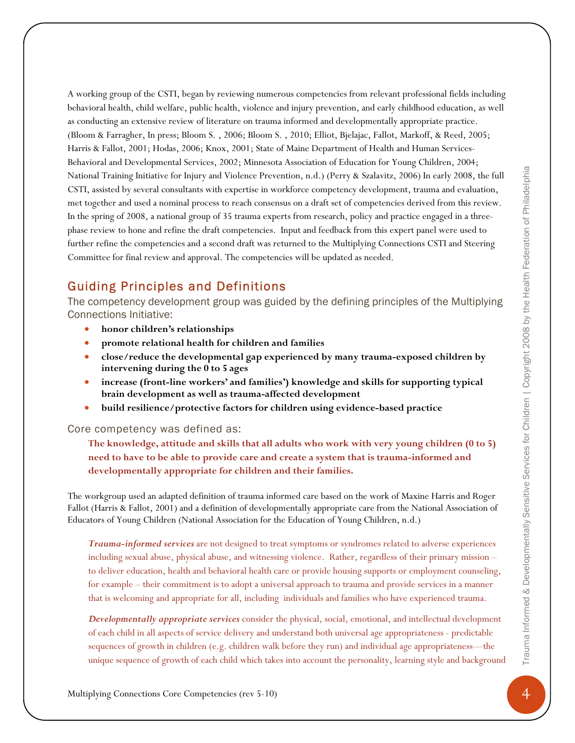A working group of the CSTI, began by reviewing numerous competencies from relevant professional fields including behavioral health, child welfare, public health, violence and injury prevention, and early childhood education, as well as conducting an extensive review of literature on trauma informed and developmentally appropriate practice. (Bloom & Farragher, In press; Bloom S. , 2006; Bloom S. , 2010; Elliot, Bjelajac, Fallot, Markoff, & Reed, 2005; Harris & Fallot, 2001; Hodas, 2006; Knox, 2001; State of Maine Department of Health and Human Services-Behavioral and Developmental Services, 2002; Minnesota Association of Education for Young Children, 2004; National Training Initiative for Injury and Violence Prevention, n.d.) (Perry & Szalavitz, 2006) In early 2008, the full CSTI, assisted by several consultants with expertise in workforce competency development, trauma and evaluation, met together and used a nominal process to reach consensus on a draft set of competencies derived from this review. In the spring of 2008, a national group of 35 trauma experts from research, policy and practice engaged in a three-phase review to hone and refine the draft competencies. Input and feedback from this expert panel were used to further refine the competencies and a second draft was returned to the Multiplying Connections CSTI and Steering Committee for final review and approval. The competencies will be updated as needed.

## Guiding Principles and Definitions

The competency development group was guided by the defining principles of the Multiplying Connections Initiative:

- **honor children's relationships**
- **promote relational health for children and families**
- **close/reduce the developmental gap experienced by many trauma-exposed children by intervening during the 0 to 5 ages**
- **increase (front-line workers' and families') knowledge and skills for supporting typical brain development as well as trauma-affected development**
- **build resilience/protective factors for children using evidence-based practice**

Core competency was defined as:

> **The knowledge, attitude and skills that all adults who work with very young children (0 to 5) need to have to be able to provide care and create a system that is trauma-informed and developmentally appropriate for children and their families.**

The workgroup used an adapted definition of trauma informed care based on the work of Maxine Harris and Roger Fallot (Harris & Fallot, 2001) and a definition of developmentally appropriate care from the National Association of Educators of Young Children (National Association for the Education of Young Children, n.d.)

> ***Trauma-informed services*** are not designed to treat symptoms or syndromes related to adverse experiences including sexual abuse, physical abuse, and witnessing violence. Rather, regardless of their primary mission – to deliver education, health and behavioral health care or provide housing supports or employment counseling, for example – their commitment is to adopt a universal approach to trauma and provide services in a manner that is welcoming and appropriate for all, including individuals and families who have experienced trauma.

> ***Developmentally appropriate services*** consider the physical, social, emotional, and intellectual development of each child in all aspects of service delivery and understand both universal age appropriateness - predictable sequences of growth in children (e.g. children walk before they run) and individual age appropriateness—the unique sequence of growth of each child which takes into account the personality, learning style and background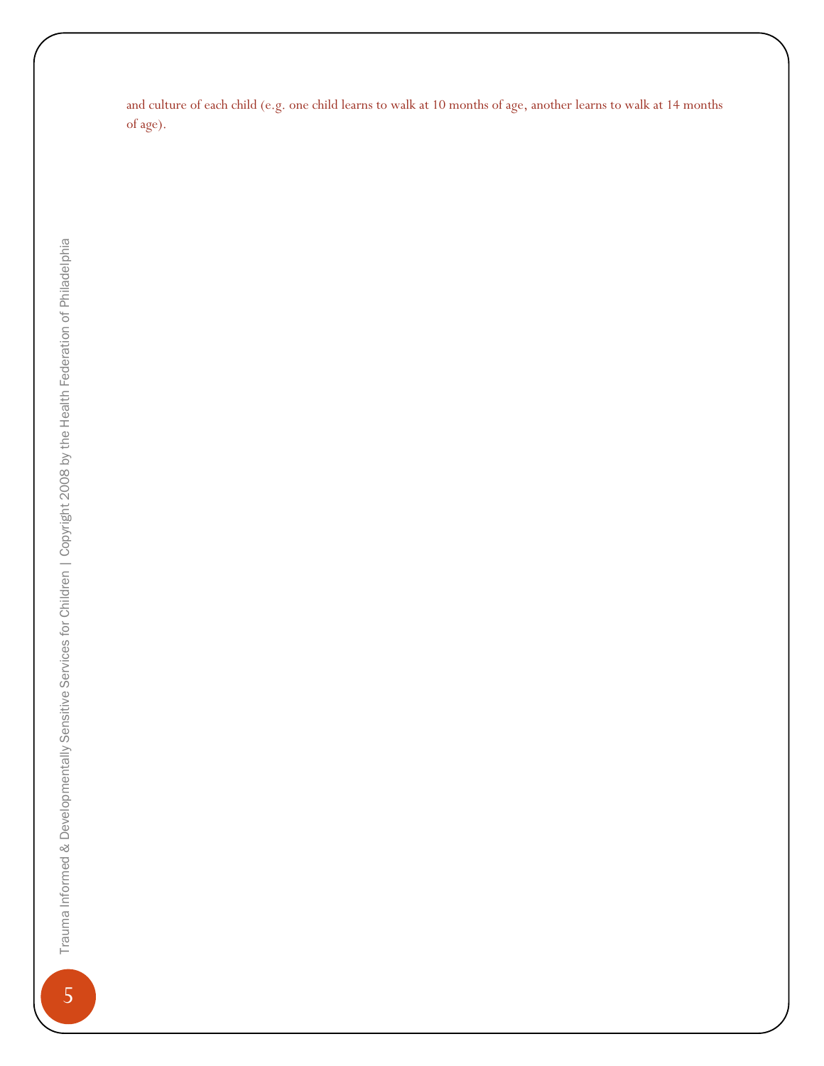and culture of each child (e.g. one child learns to walk at 10 months of age, another learns to walk at 14 months of age).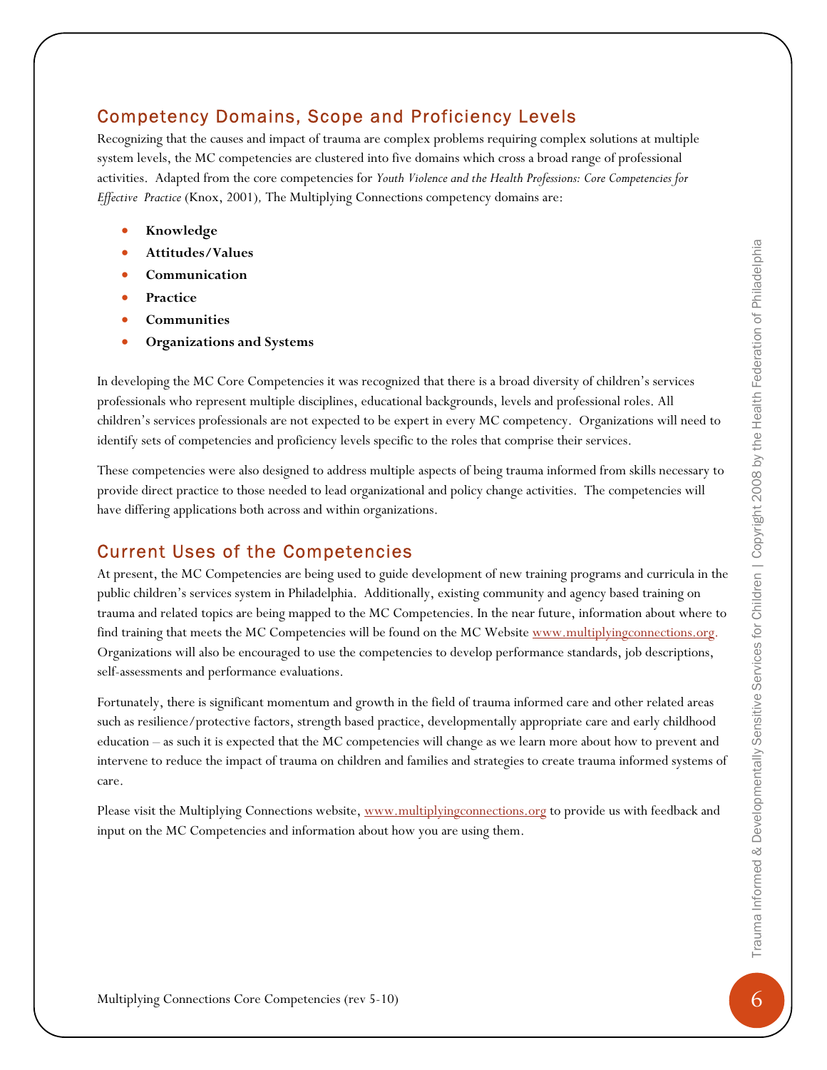## Competency Domains, Scope and Proficiency Levels

Recognizing that the causes and impact of trauma are complex problems requiring complex solutions at multiple system levels, the MC competencies are clustered into five domains which cross a broad range of professional activities. Adapted from the core competencies for *Youth Violence and the Health Professions: Core Competencies for Effective Practice* (Knox, 2001), The Multiplying Connections competency domains are:

- **Knowledge**
- **Attitudes/Values**
- **Communication**
- **Practice**
- **Communities**
- **Organizations and Systems**

In developing the MC Core Competencies it was recognized that there is a broad diversity of children's services professionals who represent multiple disciplines, educational backgrounds, levels and professional roles. All children's services professionals are not expected to be expert in every MC competency. Organizations will need to identify sets of competencies and proficiency levels specific to the roles that comprise their services.

These competencies were also designed to address multiple aspects of being trauma informed from skills necessary to provide direct practice to those needed to lead organizational and policy change activities. The competencies will have differing applications both across and within organizations.

## Current Uses of the Competencies

At present, the MC Competencies are being used to guide development of new training programs and curricula in the public children's services system in Philadelphia. Additionally, existing community and agency based training on trauma and related topics are being mapped to the MC Competencies. In the near future, information about where to find training that meets the MC Competencies will be found on the MC Website www.multiplyingconnections.org. Organizations will also be encouraged to use the competencies to develop performance standards, job descriptions, self-assessments and performance evaluations.

Fortunately, there is significant momentum and growth in the field of trauma informed care and other related areas such as resilience/protective factors, strength based practice, developmentally appropriate care and early childhood education – as such it is expected that the MC competencies will change as we learn more about how to prevent and intervene to reduce the impact of trauma on children and families and strategies to create trauma informed systems of care.

Please visit the Multiplying Connections website, www.multiplyingconnections.org to provide us with feedback and input on the MC Competencies and information about how you are using them.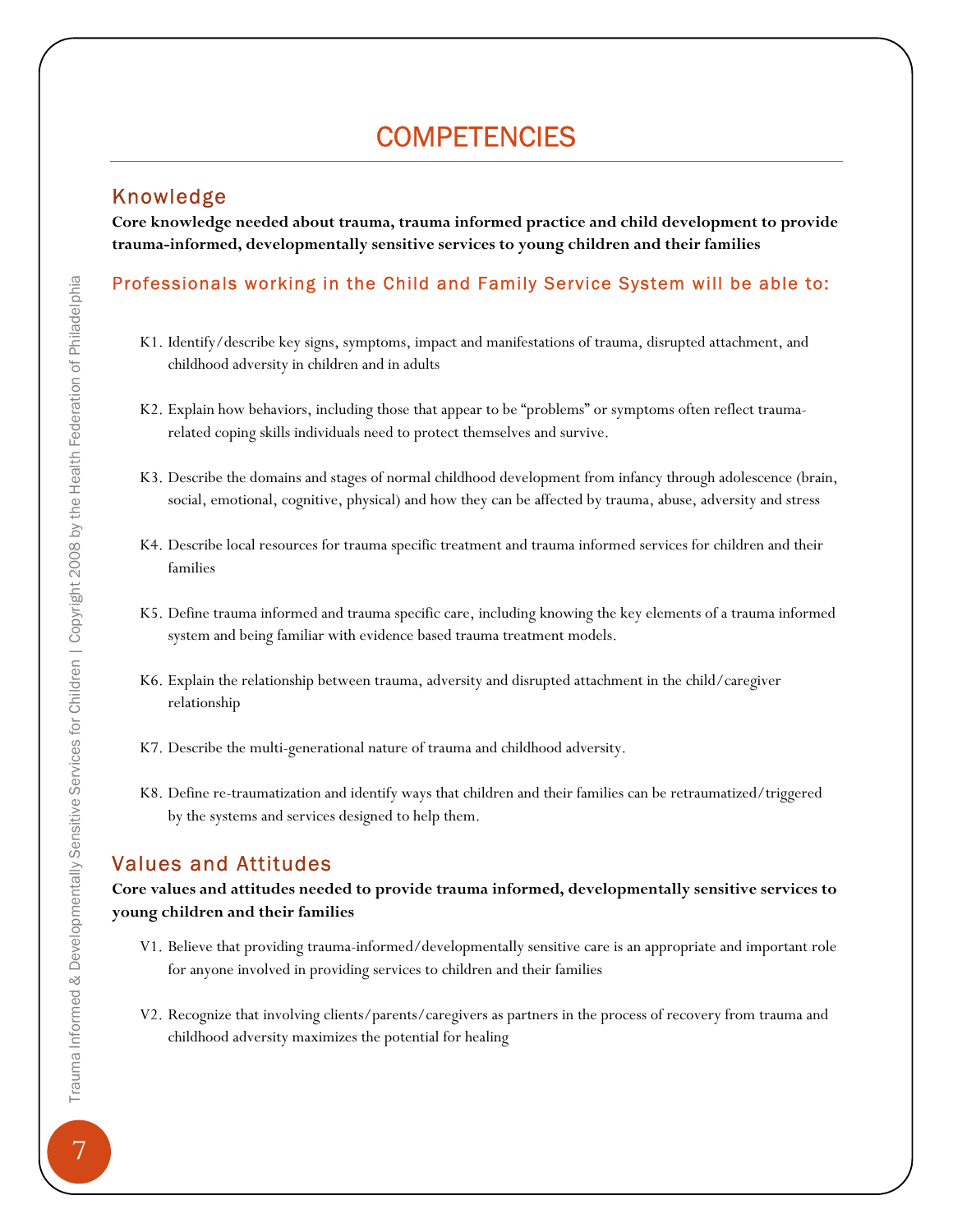# COMPETENCIES

## Knowledge

**Core knowledge needed about trauma, trauma informed practice and child development to provide trauma-informed, developmentally sensitive services to young children and their families**

### Professionals working in the Child and Family Service System will be able to:

K1. Identify/describe key signs, symptoms, impact and manifestations of trauma, disrupted attachment, and childhood adversity in children and in adults

K2. Explain how behaviors, including those that appear to be "problems" or symptoms often reflect trauma-related coping skills individuals need to protect themselves and survive.

K3. Describe the domains and stages of normal childhood development from infancy through adolescence (brain, social, emotional, cognitive, physical) and how they can be affected by trauma, abuse, adversity and stress

K4. Describe local resources for trauma specific treatment and trauma informed services for children and their families

K5. Define trauma informed and trauma specific care, including knowing the key elements of a trauma informed system and being familiar with evidence based trauma treatment models.

K6. Explain the relationship between trauma, adversity and disrupted attachment in the child/caregiver relationship

K7. Describe the multi-generational nature of trauma and childhood adversity.

K8. Define re-traumatization and identify ways that children and their families can be retraumatized/triggered by the systems and services designed to help them.

## Values and Attitudes

**Core values and attitudes needed to provide trauma informed, developmentally sensitive services to young children and their families**

V1. Believe that providing trauma-informed/developmentally sensitive care is an appropriate and important role for anyone involved in providing services to children and their families

V2. Recognize that involving clients/parents/caregivers as partners in the process of recovery from trauma and childhood adversity maximizes the potential for healing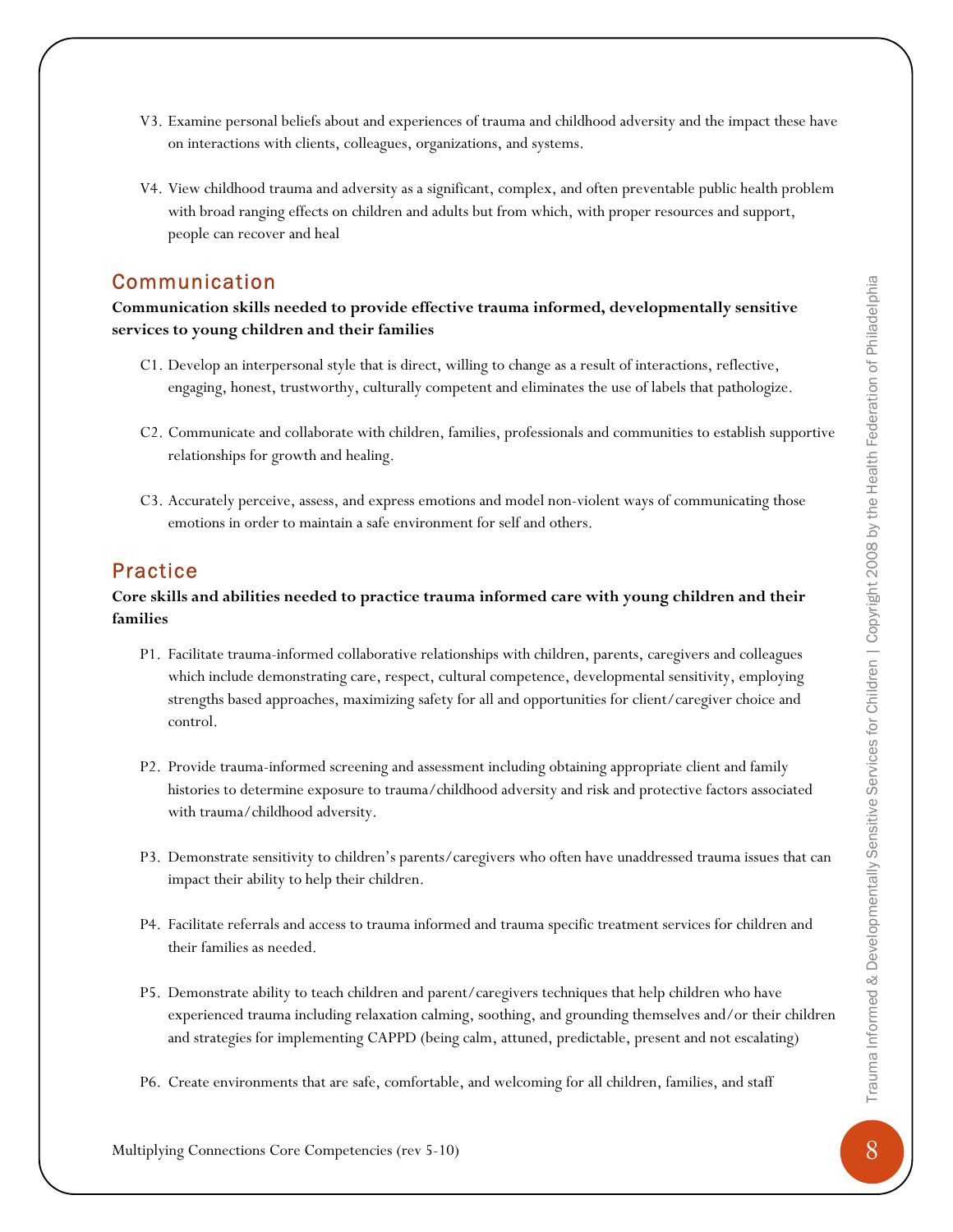V3. Examine personal beliefs about and experiences of trauma and childhood adversity and the impact these have on interactions with clients, colleagues, organizations, and systems.

V4. View childhood trauma and adversity as a significant, complex, and often preventable public health problem with broad ranging effects on children and adults but from which, with proper resources and support, people can recover and heal

## Communication

**Communication skills needed to provide effective trauma informed, developmentally sensitive services to young children and their families**

C1. Develop an interpersonal style that is direct, willing to change as a result of interactions, reflective, engaging, honest, trustworthy, culturally competent and eliminates the use of labels that pathologize.

C2. Communicate and collaborate with children, families, professionals and communities to establish supportive relationships for growth and healing.

C3. Accurately perceive, assess, and express emotions and model non-violent ways of communicating those emotions in order to maintain a safe environment for self and others.

## Practice

**Core skills and abilities needed to practice trauma informed care with young children and their families**

P1. Facilitate trauma-informed collaborative relationships with children, parents, caregivers and colleagues which include demonstrating care, respect, cultural competence, developmental sensitivity, employing strengths based approaches, maximizing safety for all and opportunities for client/caregiver choice and control.

P2. Provide trauma-informed screening and assessment including obtaining appropriate client and family histories to determine exposure to trauma/childhood adversity and risk and protective factors associated with trauma/childhood adversity.

P3. Demonstrate sensitivity to children's parents/caregivers who often have unaddressed trauma issues that can impact their ability to help their children.

P4. Facilitate referrals and access to trauma informed and trauma specific treatment services for children and their families as needed.

P5. Demonstrate ability to teach children and parent/caregivers techniques that help children who have experienced trauma including relaxation calming, soothing, and grounding themselves and/or their children and strategies for implementing CAPPD (being calm, attuned, predictable, present and not escalating)

P6. Create environments that are safe, comfortable, and welcoming for all children, families, and staff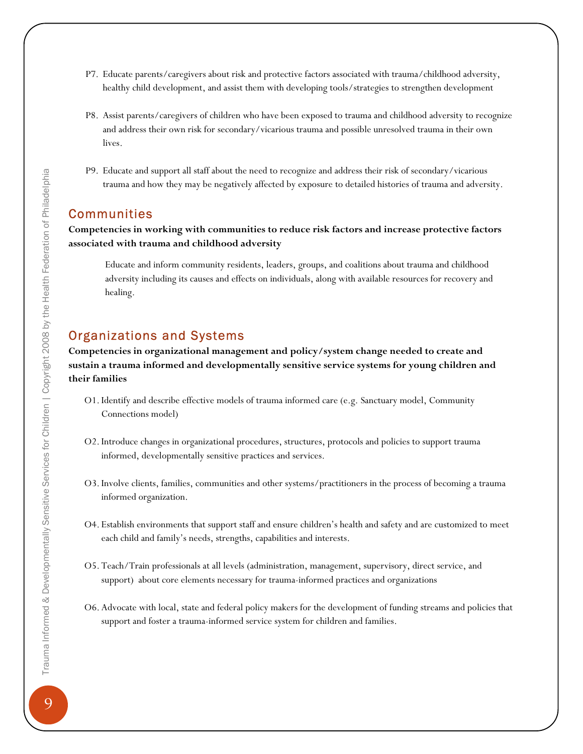P7. Educate parents/caregivers about risk and protective factors associated with trauma/childhood adversity, healthy child development, and assist them with developing tools/strategies to strengthen development

P8. Assist parents/caregivers of children who have been exposed to trauma and childhood adversity to recognize and address their own risk for secondary/vicarious trauma and possible unresolved trauma in their own lives.

P9. Educate and support all staff about the need to recognize and address their risk of secondary/vicarious trauma and how they may be negatively affected by exposure to detailed histories of trauma and adversity.

## Communities

**Competencies in working with communities to reduce risk factors and increase protective factors associated with trauma and childhood adversity**

Educate and inform community residents, leaders, groups, and coalitions about trauma and childhood adversity including its causes and effects on individuals, along with available resources for recovery and healing.

## Organizations and Systems

**Competencies in organizational management and policy/system change needed to create and sustain a trauma informed and developmentally sensitive service systems for young children and their families**

O1. Identify and describe effective models of trauma informed care (e.g. Sanctuary model, Community Connections model)

O2. Introduce changes in organizational procedures, structures, protocols and policies to support trauma informed, developmentally sensitive practices and services.

O3. Involve clients, families, communities and other systems/practitioners in the process of becoming a trauma informed organization.

O4. Establish environments that support staff and ensure children's health and safety and are customized to meet each child and family's needs, strengths, capabilities and interests.

O5. Teach/Train professionals at all levels (administration, management, supervisory, direct service, and support) about core elements necessary for trauma-informed practices and organizations

O6. Advocate with local, state and federal policy makers for the development of funding streams and policies that support and foster a trauma-informed service system for children and families.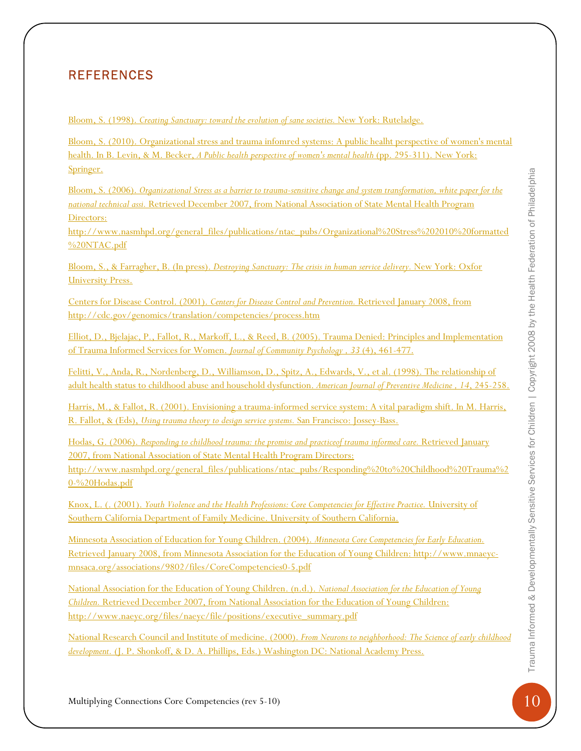## REFERENCES

Bloom, S. (1998). *Creating Sanctuary: toward the evolution of sane societies.* New York: Ruteladge.

Bloom, S. (2010). Organizational stress and trauma infomred systems: A public healht perspective of women's mental health. In B. Levin, & M. Becker, *A Public health perspective of women's mental health* (pp. 295-311). New York: Springer.

Bloom, S. (2006). *Organizational Stress as a barrier to trauma-sensitive change and system transformation, white paper for the national technical assi.* Retrieved December 2007, from National Association of State Mental Health Program Directors: http://www.nasmhpd.org/general_files/publications/ntac_pubs/Organizational%20Stress%202010%20formatted%20NTAC.pdf

Bloom, S., & Farragher, B. (In press). *Destroying Sanctuary: The crisis in human service delivery.* New York: Oxfor University Press.

Centers for Disease Control. (2001). *Centers for Disease Control and Prevention.* Retrieved January 2008, from http://cdc.gov/genomics/translation/competencies/process.htm

Elliot, D., Bjelajac, P., Fallot, R., Markoff, L., & Reed, B. (2005). Trauma Denied: Principles and Implementation of Trauma Informed Services for Women. *Journal of Community Psychology , 33* (4), 461-477.

Felitti, V., Anda, R., Nordenberg, D., Williamson, D., Spitz, A., Edwards, V., et al. (1998). The relationship of adult health status to childhood abuse and household dysfunction. *American Journal of Preventive Medicine , 14*, 245-258.

Harris, M., & Fallot, R. (2001). Envisioning a trauma-informed service system: A vital paradigm shift. In M. Harris, R. Fallot, & (Eds), *Using trauma theory to design service systems.* San Francisco: Jossey-Bass.

Hodas, G. (2006). *Responding to childhood trauma: the promise and practiceof trauma informed care.* Retrieved January 2007, from National Association of State Mental Health Program Directors: http://www.nasmhpd.org/general_files/publications/ntac_pubs/Responding%20to%20Childhood%20Trauma%20-%20Hodas.pdf

Knox, L. (. (2001). *Youth Violence and the Health Professions: Core Competencies for Effective Practice.* University of Southern California Department of Family Medicine. University of Southern California.

Minnesota Association of Education for Young Children. (2004). *Minnesota Core Competencies for Early Education.* Retrieved January 2008, from Minnesota Association for the Education of Young Children: http://www.mnaeyc-mnsaca.org/associations/9802/files/CoreCompetencies0-5.pdf

National Association for the Education of Young Children. (n.d.). *National Association for the Education of Young Children.* Retrieved December 2007, from National Association for the Education of Young Children: http://www.naeyc.org/files/naeyc/file/positions/executive_summary.pdf

National Research Council and Institute of medicine. (2000). *From Neurons to neighborhood: The Science of early childhood development.* (J. P. Shonkoff, & D. A. Phillips, Eds.) Washington DC: National Academy Press.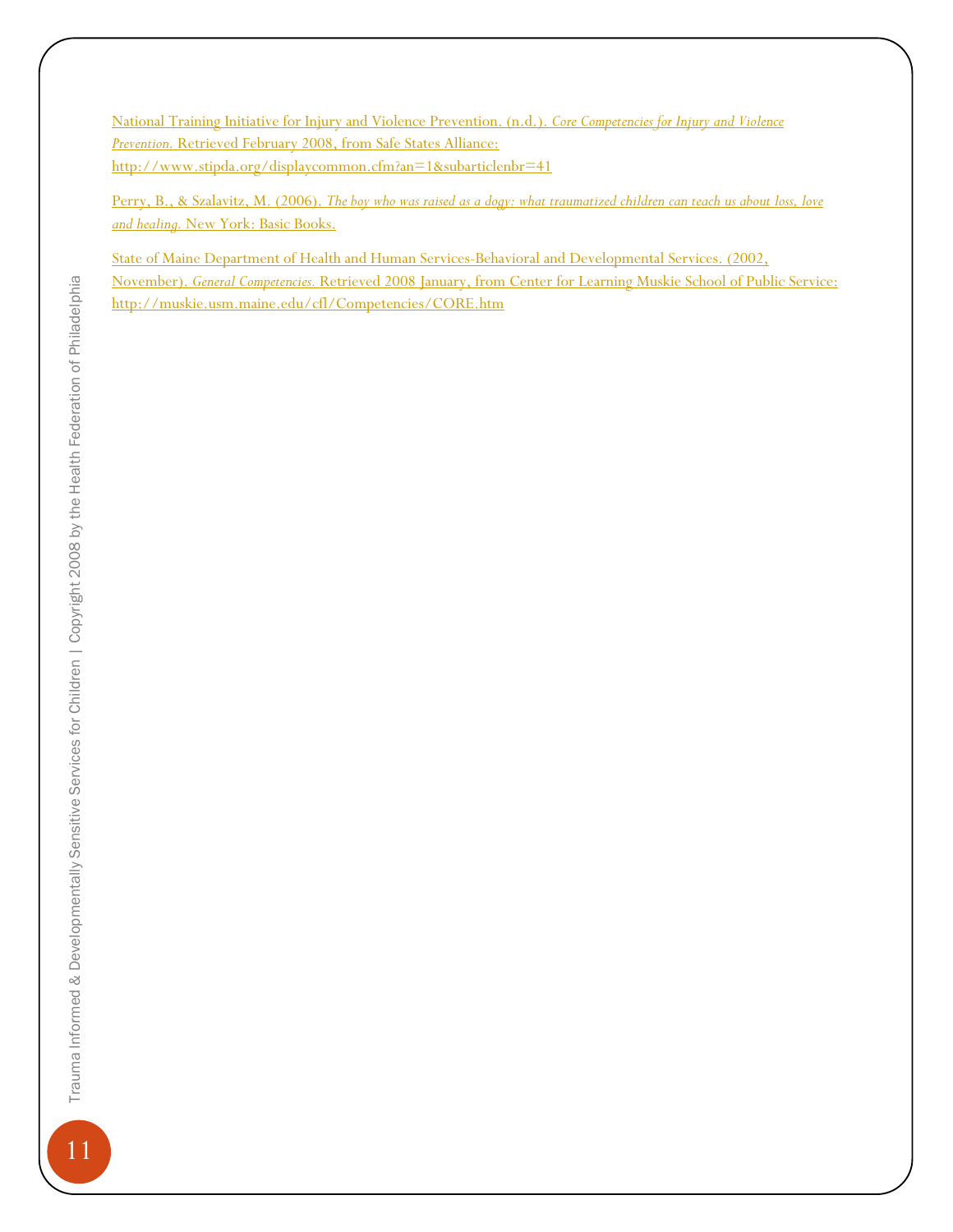National Training Initiative for Injury and Violence Prevention. (n.d.). *Core Competencies for Injury and Violence Prevention.* Retrieved February 2008, from Safe States Alliance: http://www.stipda.org/displaycommon.cfm?an=1&subarticlenbr=41

Perry, B., & Szalavitz, M. (2006). *The boy who was raised as a dogy: what traumatized children can teach us about loss, love and healing.* New York: Basic Books.

State of Maine Department of Health and Human Services-Behavioral and Developmental Services. (2002, November). *General Competencies.* Retrieved 2008 January, from Center for Learning Muskie School of Public Service: http://muskie.usm.maine.edu/cfl/Competencies/CORE.htm